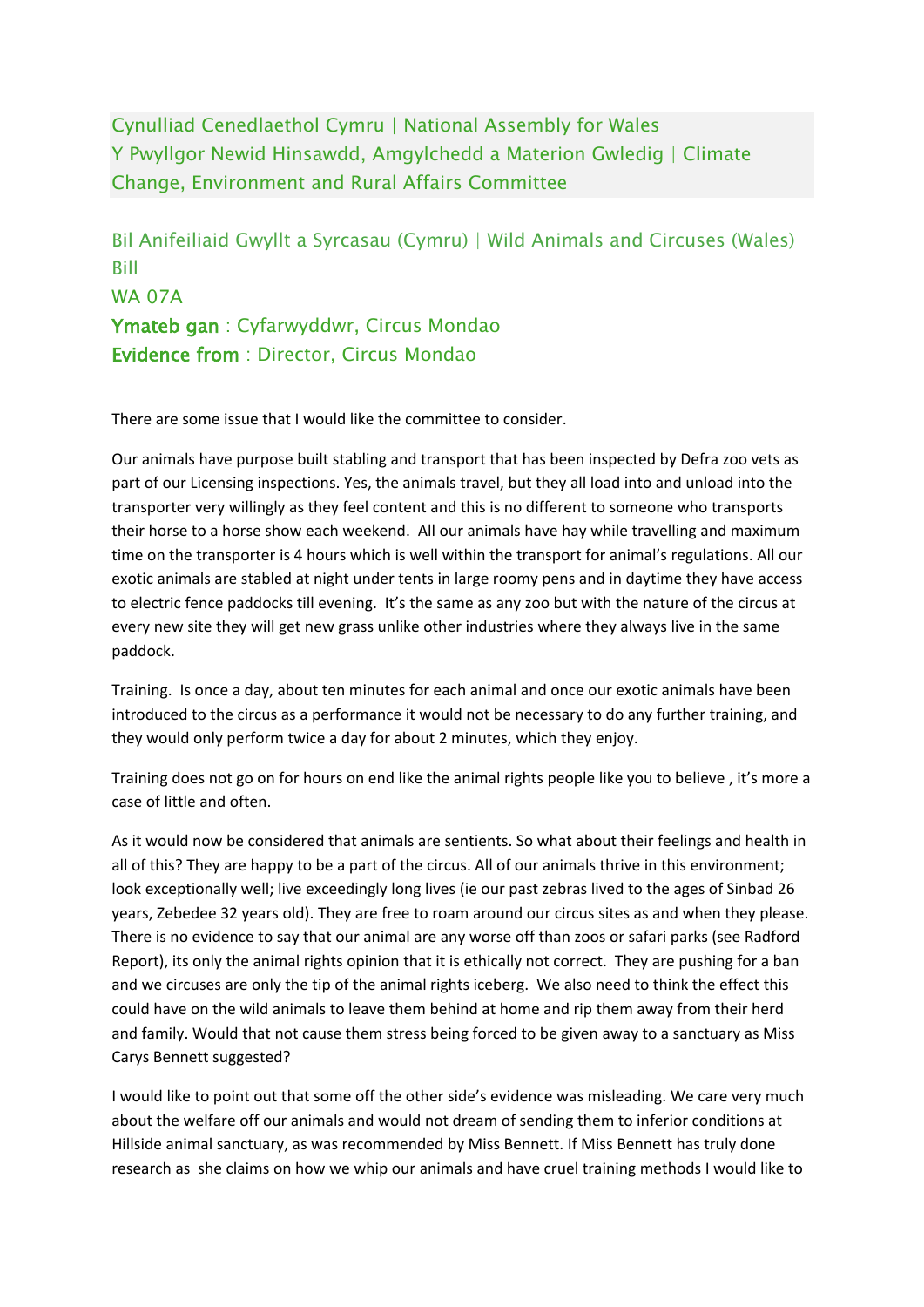Cynulliad Cenedlaethol Cymru | National Assembly for Wales
Y Pwyllgor Newid Hinsawdd, Amgylchedd a Materion Gwledig | Climate Change, Environment and Rural Affairs Committee

Bil Anifeiliaid Gwyllt a Syrcasau (Cymru) | Wild Animals and Circuses (Wales) Bill
WA 07A
**Ymateb gan** : Cyfarwyddwr, Circus Mondao
**Evidence from** : Director, Circus Mondao

There are some issue that I would like the committee to consider.

Our animals have purpose built stabling and transport that has been inspected by Defra zoo vets as part of our Licensing inspections. Yes, the animals travel, but they all load into and unload into the transporter very willingly as they feel content and this is no different to someone who transports their horse to a horse show each weekend. All our animals have hay while travelling and maximum time on the transporter is 4 hours which is well within the transport for animal's regulations. All our exotic animals are stabled at night under tents in large roomy pens and in daytime they have access to electric fence paddocks till evening. It's the same as any zoo but with the nature of the circus at every new site they will get new grass unlike other industries where they always live in the same paddock.

Training. Is once a day, about ten minutes for each animal and once our exotic animals have been introduced to the circus as a performance it would not be necessary to do any further training, and they would only perform twice a day for about 2 minutes, which they enjoy.

Training does not go on for hours on end like the animal rights people like you to believe , it's more a case of little and often.

As it would now be considered that animals are sentients. So what about their feelings and health in all of this? They are happy to be a part of the circus. All of our animals thrive in this environment; look exceptionally well; live exceedingly long lives (ie our past zebras lived to the ages of Sinbad 26 years, Zebedee 32 years old). They are free to roam around our circus sites as and when they please. There is no evidence to say that our animal are any worse off than zoos or safari parks (see Radford Report), its only the animal rights opinion that it is ethically not correct. They are pushing for a ban and we circuses are only the tip of the animal rights iceberg. We also need to think the effect this could have on the wild animals to leave them behind at home and rip them away from their herd and family. Would that not cause them stress being forced to be given away to a sanctuary as Miss Carys Bennett suggested?

I would like to point out that some off the other side's evidence was misleading. We care very much about the welfare off our animals and would not dream of sending them to inferior conditions at Hillside animal sanctuary, as was recommended by Miss Bennett. If Miss Bennett has truly done research as she claims on how we whip our animals and have cruel training methods I would like to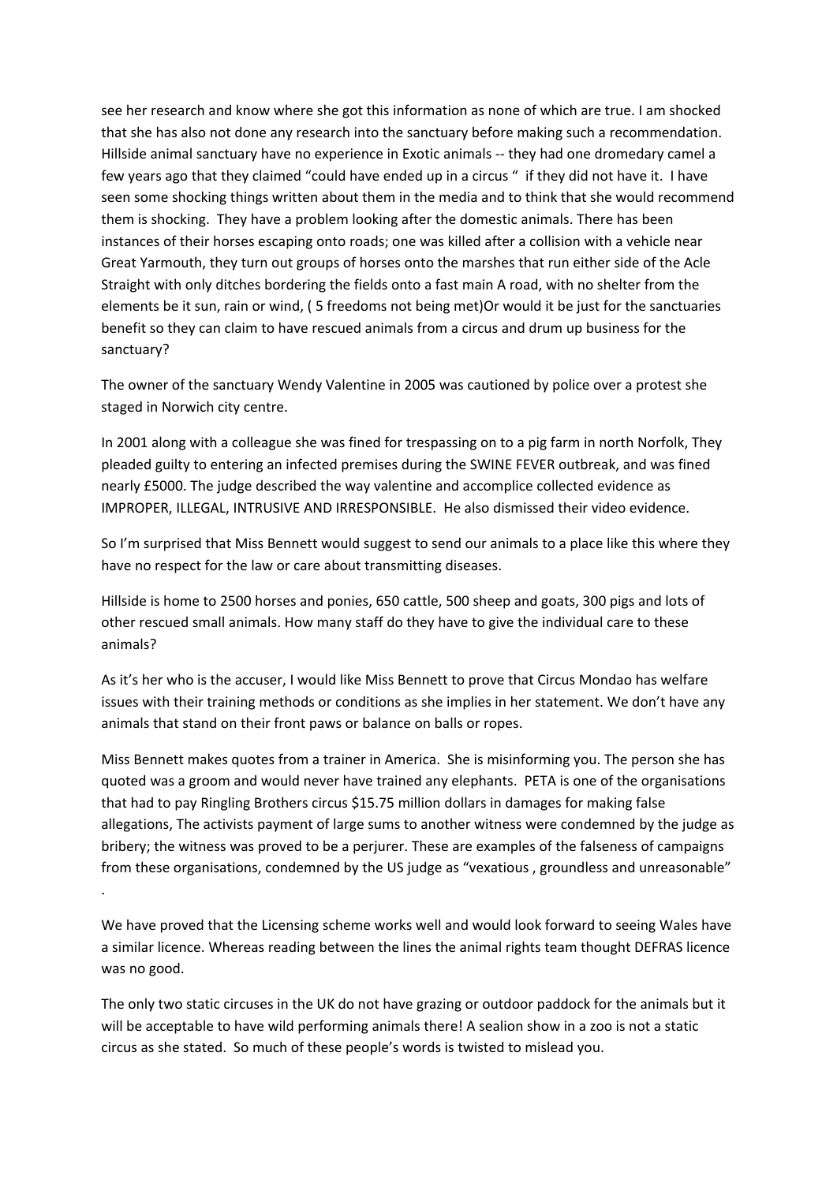see her research and know where she got this information as none of which are true. I am shocked that she has also not done any research into the sanctuary before making such a recommendation. Hillside animal sanctuary have no experience in Exotic animals -- they had one dromedary camel a few years ago that they claimed "could have ended up in a circus " if they did not have it. I have seen some shocking things written about them in the media and to think that she would recommend them is shocking. They have a problem looking after the domestic animals. There has been instances of their horses escaping onto roads; one was killed after a collision with a vehicle near Great Yarmouth, they turn out groups of horses onto the marshes that run either side of the Acle Straight with only ditches bordering the fields onto a fast main A road, with no shelter from the elements be it sun, rain or wind, ( 5 freedoms not being met)Or would it be just for the sanctuaries benefit so they can claim to have rescued animals from a circus and drum up business for the sanctuary?

The owner of the sanctuary Wendy Valentine in 2005 was cautioned by police over a protest she staged in Norwich city centre.

In 2001 along with a colleague she was fined for trespassing on to a pig farm in north Norfolk, They pleaded guilty to entering an infected premises during the SWINE FEVER outbreak, and was fined nearly £5000. The judge described the way valentine and accomplice collected evidence as IMPROPER, ILLEGAL, INTRUSIVE AND IRRESPONSIBLE. He also dismissed their video evidence.

So I'm surprised that Miss Bennett would suggest to send our animals to a place like this where they have no respect for the law or care about transmitting diseases.

Hillside is home to 2500 horses and ponies, 650 cattle, 500 sheep and goats, 300 pigs and lots of other rescued small animals. How many staff do they have to give the individual care to these animals?

As it's her who is the accuser, I would like Miss Bennett to prove that Circus Mondao has welfare issues with their training methods or conditions as she implies in her statement. We don't have any animals that stand on their front paws or balance on balls or ropes.

Miss Bennett makes quotes from a trainer in America. She is misinforming you. The person she has quoted was a groom and would never have trained any elephants. PETA is one of the organisations that had to pay Ringling Brothers circus $15.75 million dollars in damages for making false allegations, The activists payment of large sums to another witness were condemned by the judge as bribery; the witness was proved to be a perjurer. These are examples of the falseness of campaigns from these organisations, condemned by the US judge as "vexatious , groundless and unreasonable" .

We have proved that the Licensing scheme works well and would look forward to seeing Wales have a similar licence. Whereas reading between the lines the animal rights team thought DEFRAS licence was no good.

The only two static circuses in the UK do not have grazing or outdoor paddock for the animals but it will be acceptable to have wild performing animals there! A sealion show in a zoo is not a static circus as she stated. So much of these people's words is twisted to mislead you.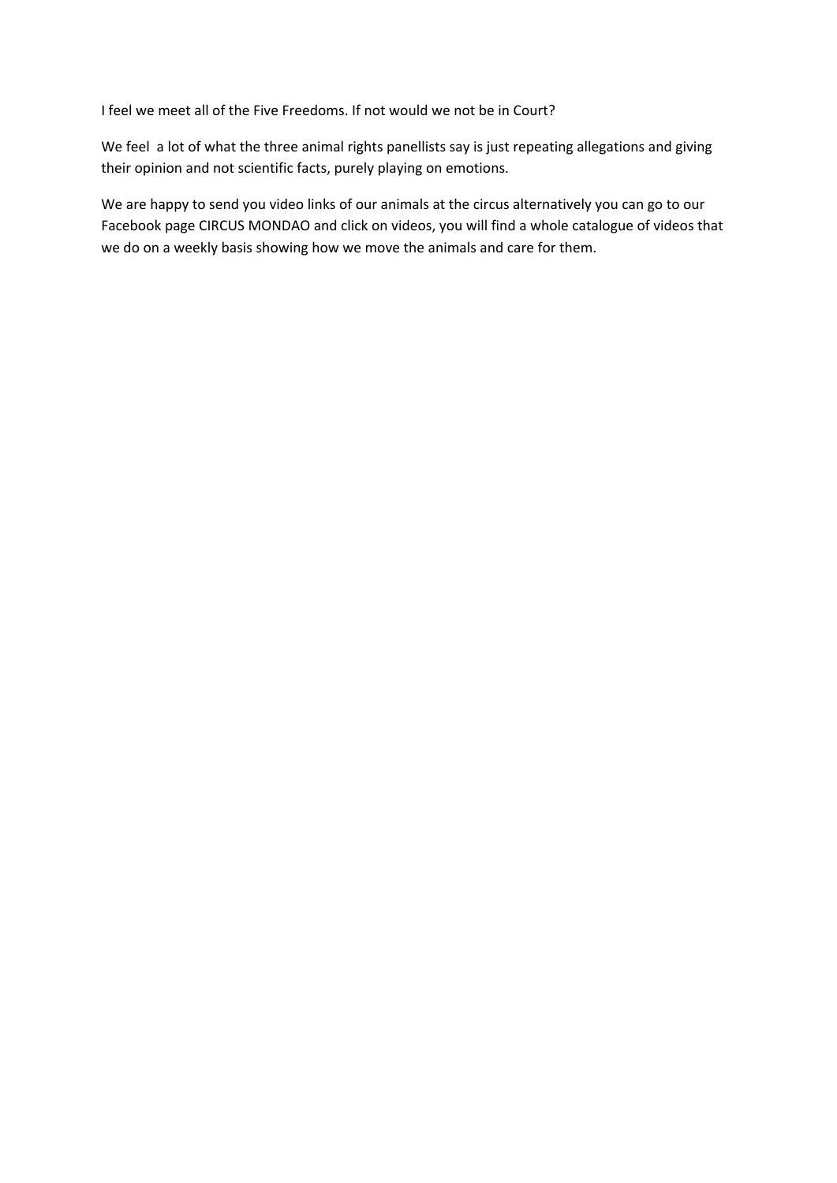I feel we meet all of the Five Freedoms. If not would we not be in Court?

We feel  a lot of what the three animal rights panellists say is just repeating allegations and giving their opinion and not scientific facts, purely playing on emotions.

We are happy to send you video links of our animals at the circus alternatively you can go to our Facebook page CIRCUS MONDAO and click on videos, you will find a whole catalogue of videos that we do on a weekly basis showing how we move the animals and care for them.